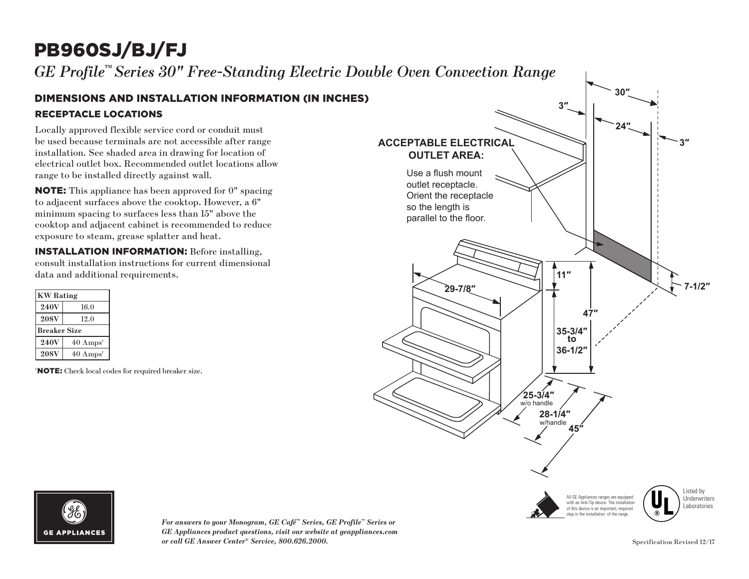# PB960SJ/BJ/FJ

*GE Profile™ Series 30" Free-Standing Electric Double Oven Convection Range*

## DIMENSIONS AND INSTALLATION INFORMATION (IN INCHES)

### RECEPTACLE LOCATIONS

Locally approved flexible service cord or conduit must be used because terminals are not accessible after range installation. See shaded area in drawing for location of electrical outlet box. Recommended outlet locations allow range to be installed directly against wall.

**NOTE:** This appliance has been approved for 0" spacing to adjacent surfaces above the cooktop. However, a 6" minimum spacing to surfaces less than 15" above the cooktop and adjacent cabinet is recommended to reduce exposure to steam, grease splatter and heat.

**INSTALLATION INFORMATION:** Before installing, consult installation instructions for current dimensional data and additional requirements.

| KW Rating | |
|---|---|
| **240V** | 16.0 |
| **208V** | 12.0 |
| **Breaker Size** | |
| **240V** | 40 Amps† |
| **208V** | 40 Amps† |

†**NOTE:** Check local codes for required breaker size.

**ACCEPTABLE ELECTRICAL OUTLET AREA:**

Use a flush mount outlet receptacle. Orient the receptacle so the length is parallel to the floor.

30″ 3″ 24″ 3″ 11″ 7-1/2″ 29-7/8″ 47″ 35-3/4″ to 36-1/2″ 25-3/4″ w/o handle 28-1/4″ w/handle 45″

All GE Appliances ranges are equipped with an Anti-Tip device. The installation of this device is an important, required step in the installation of the range.

Listed by Underwriters Laboratories

GE APPLIANCES

*For answers to your Monogram, GE Café™ Series, GE Profile™ Series or GE Appliances product questions, visit our website at geappliances.com or call GE Answer Center® Service, 800.626.2000.*

Specification Revised 12/17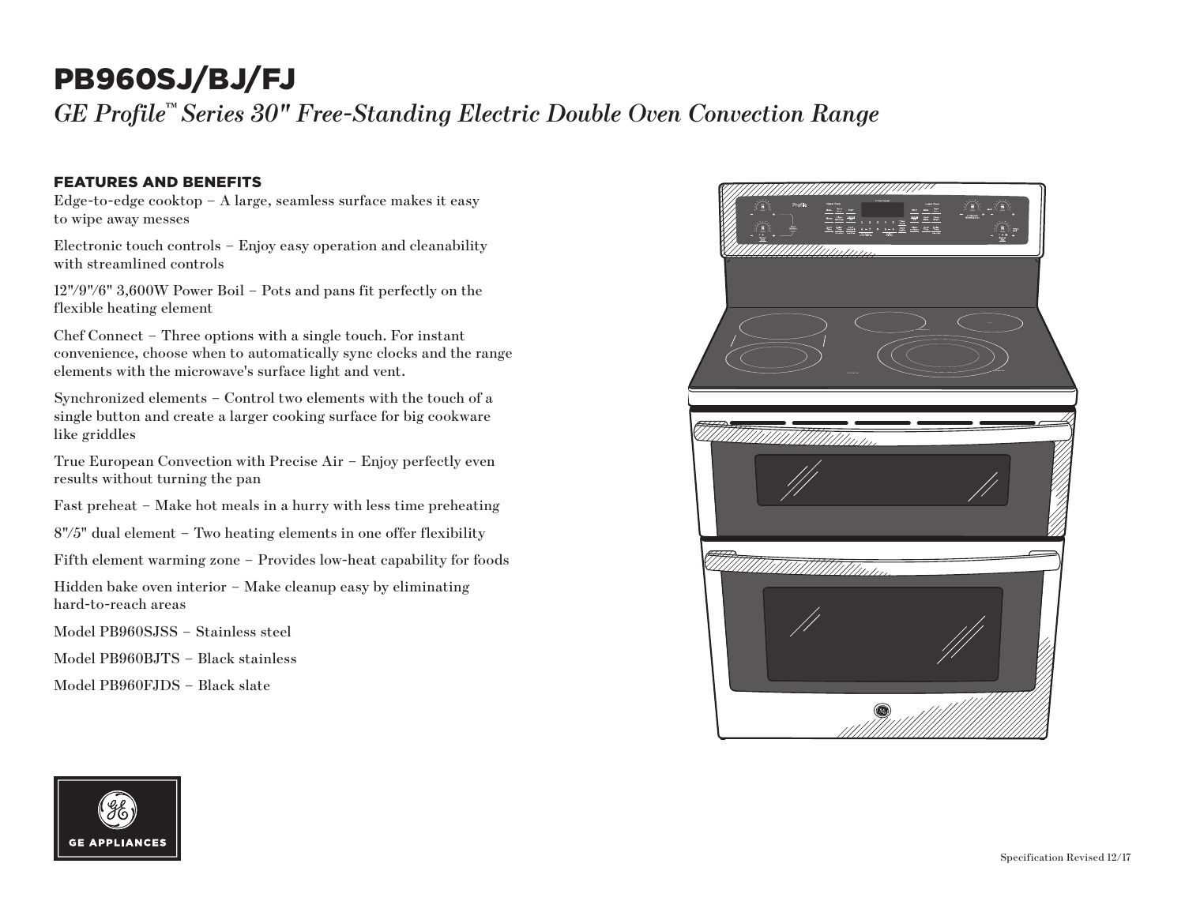# PB960SJ/BJ/FJ

*GE Profile™ Series 30" Free-Standing Electric Double Oven Convection Range*

## FEATURES AND BENEFITS

Edge-to-edge cooktop – A large, seamless surface makes it easy to wipe away messes

Electronic touch controls – Enjoy easy operation and cleanability with streamlined controls

12"/9"/6" 3,600W Power Boil – Pots and pans fit perfectly on the flexible heating element

Chef Connect – Three options with a single touch. For instant convenience, choose when to automatically sync clocks and the range elements with the microwave's surface light and vent.

Synchronized elements – Control two elements with the touch of a single button and create a larger cooking surface for big cookware like griddles

True European Convection with Precise Air – Enjoy perfectly even results without turning the pan

Fast preheat – Make hot meals in a hurry with less time preheating

8"/5" dual element – Two heating elements in one offer flexibility

Fifth element warming zone – Provides low-heat capability for foods

Hidden bake oven interior – Make cleanup easy by eliminating hard-to-reach areas

Model PB960SJSS – Stainless steel

Model PB960BJTS – Black stainless

Model PB960FJDS – Black slate

GE APPLIANCES

Specification Revised 12/17